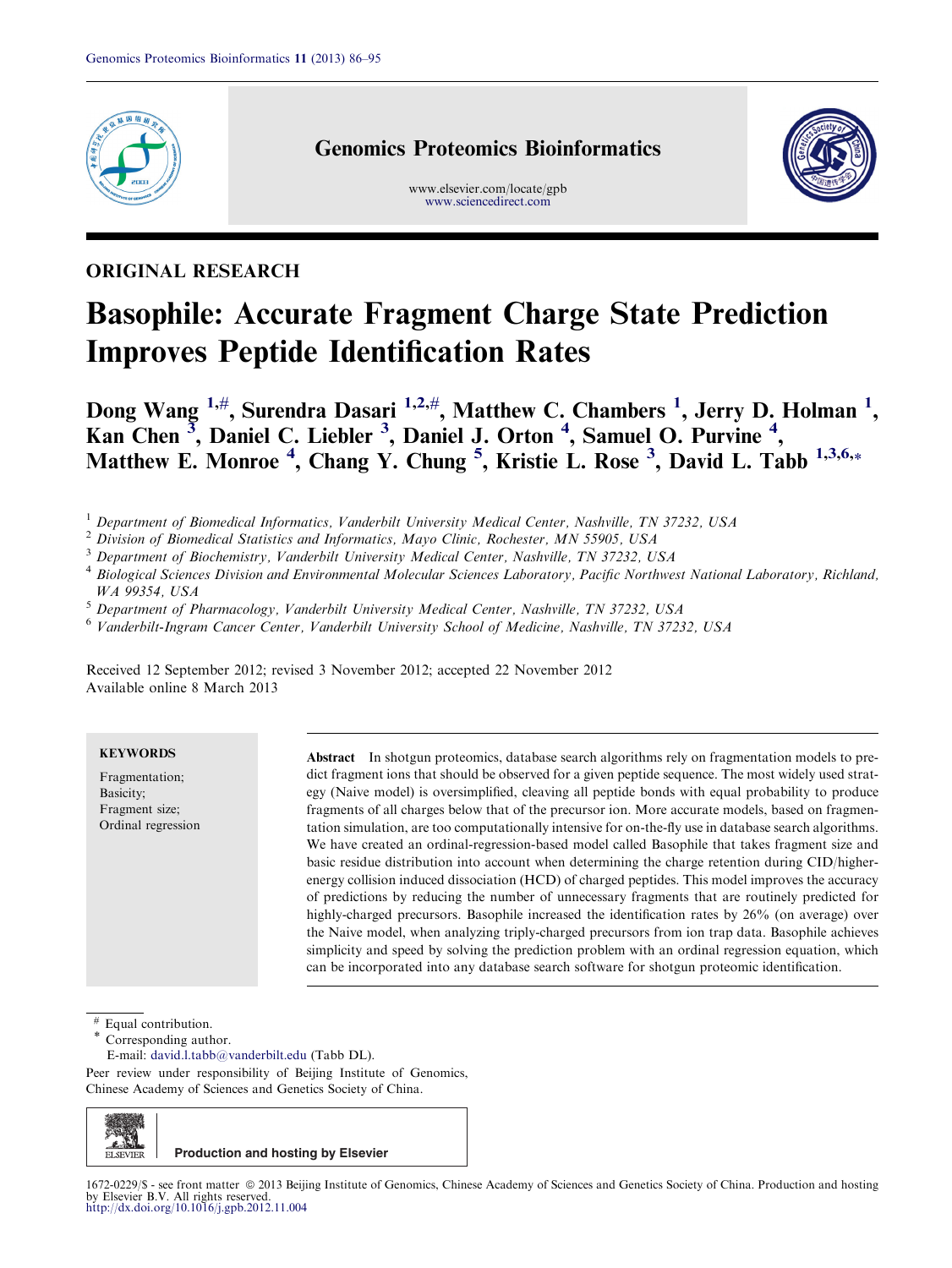ORIGINAL RESEARCH

# Basophile: Accurate Fragment Charge State Prediction Improves Peptide Identification Rates

**Dong Wang [1,#], Surendra Dasari [1,2,#], Matthew C. Chambers [1], Jerry D. Holman [1], Kan Chen [3], Daniel C. Liebler [3], Daniel J. Orton [4], Samuel O. Purvine [4], Matthew E. Monroe [4], Chang Y. Chung [5], Kristie L. Rose [3], David L. Tabb [1,3,6,*]**

[1] Department of Biomedical Informatics, Vanderbilt University Medical Center, Nashville, TN 37232, USA
[2] Division of Biomedical Statistics and Informatics, Mayo Clinic, Rochester, MN 55905, USA
[3] Department of Biochemistry, Vanderbilt University Medical Center, Nashville, TN 37232, USA
[4] Biological Sciences Division and Environmental Molecular Sciences Laboratory, Pacific Northwest National Laboratory, Richland, WA 99354, USA
[5] Department of Pharmacology, Vanderbilt University Medical Center, Nashville, TN 37232, USA
[6] Vanderbilt-Ingram Cancer Center, Vanderbilt University School of Medicine, Nashville, TN 37232, USA

Received 12 September 2012; revised 3 November 2012; accepted 22 November 2012
Available online 8 March 2013

**KEYWORDS**

Fragmentation;
Basicity;
Fragment size;
Ordinal regression

**Abstract** In shotgun proteomics, database search algorithms rely on fragmentation models to predict fragment ions that should be observed for a given peptide sequence. The most widely used strategy (Naive model) is oversimplified, cleaving all peptide bonds with equal probability to produce fragments of all charges below that of the precursor ion. More accurate models, based on fragmentation simulation, are too computationally intensive for on-the-fly use in database search algorithms. We have created an ordinal-regression-based model called Basophile that takes fragment size and basic residue distribution into account when determining the charge retention during CID/higher-energy collision induced dissociation (HCD) of charged peptides. This model improves the accuracy of predictions by reducing the number of unnecessary fragments that are routinely predicted for highly-charged precursors. Basophile increased the identification rates by 26% (on average) over the Naive model, when analyzing triply-charged precursors from ion trap data. Basophile achieves simplicity and speed by solving the prediction problem with an ordinal regression equation, which can be incorporated into any database search software for shotgun proteomic identification.

# Equal contribution.
* Corresponding author.
E-mail: david.l.tabb@vanderbilt.edu (Tabb DL).

Peer review under responsibility of Beijing Institute of Genomics, Chinese Academy of Sciences and Genetics Society of China.

Production and hosting by Elsevier

1672-0229/$ - see front matter © 2013 Beijing Institute of Genomics, Chinese Academy of Sciences and Genetics Society of China. Production and hosting by Elsevier B.V. All rights reserved.
http://dx.doi.org/10.1016/j.gpb.2012.11.004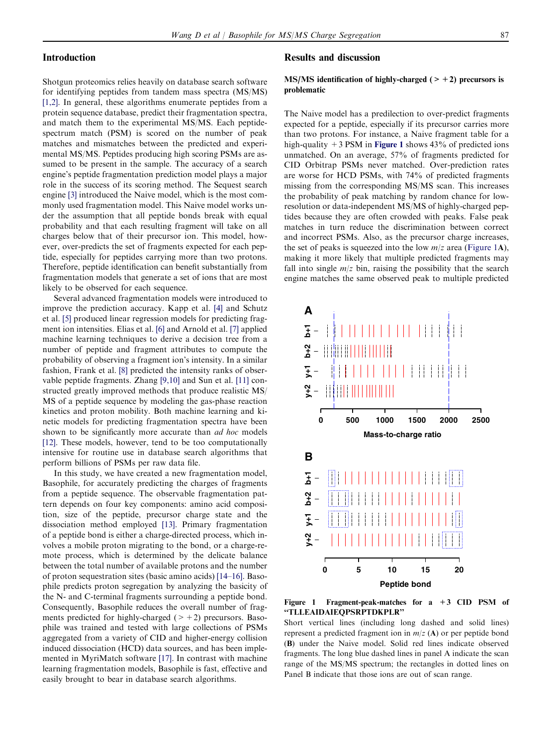## Introduction

Shotgun proteomics relies heavily on database search software for identifying peptides from tandem mass spectra (MS/MS) [1,2]. In general, these algorithms enumerate peptides from a protein sequence database, predict their fragmentation spectra, and match them to the experimental MS/MS. Each peptide-spectrum match (PSM) is scored on the number of peak matches and mismatches between the predicted and experimental MS/MS. Peptides producing high scoring PSMs are assumed to be present in the sample. The accuracy of a search engine's peptide fragmentation prediction model plays a major role in the success of its scoring method. The Sequest search engine [3] introduced the Naive model, which is the most commonly used fragmentation model. This Naive model works under the assumption that all peptide bonds break with equal probability and that each resulting fragment will take on all charges below that of their precursor ion. This model, however, over-predicts the set of fragments expected for each peptide, especially for peptides carrying more than two protons. Therefore, peptide identification can benefit substantially from fragmentation models that generate a set of ions that are most likely to be observed for each sequence.

Several advanced fragmentation models were introduced to improve the prediction accuracy. Kapp et al. [4] and Schutz et al. [5] produced linear regression models for predicting fragment ion intensities. Elias et al. [6] and Arnold et al. [7] applied machine learning techniques to derive a decision tree from a number of peptide and fragment attributes to compute the probability of observing a fragment ion's intensity. In a similar fashion, Frank et al. [8] predicted the intensity ranks of observable peptide fragments. Zhang [9,10] and Sun et al. [11] constructed greatly improved methods that produce realistic MS/MS of a peptide sequence by modeling the gas-phase reaction kinetics and proton mobility. Both machine learning and kinetic models for predicting fragmentation spectra have been shown to be significantly more accurate than *ad hoc* models [12]. These models, however, tend to be too computationally intensive for routine use in database search algorithms that perform billions of PSMs per raw data file.

In this study, we have created a new fragmentation model, Basophile, for accurately predicting the charges of fragments from a peptide sequence. The observable fragmentation pattern depends on four key components: amino acid composition, size of the peptide, precursor charge state and the dissociation method employed [13]. Primary fragmentation of a peptide bond is either a charge-directed process, which involves a mobile proton migrating to the bond, or a charge-remote process, which is determined by the delicate balance between the total number of available protons and the number of proton sequestration sites (basic amino acids) [14–16]. Basophile predicts proton segregation by analyzing the basicity of the N- and C-terminal fragments surrounding a peptide bond. Consequently, Basophile reduces the overall number of fragments predicted for highly-charged (> +2) precursors. Basophile was trained and tested with large collections of PSMs aggregated from a variety of CID and higher-energy collision induced dissociation (HCD) data sources, and has been implemented in MyriMatch software [17]. In contrast with machine learning fragmentation models, Basophile is fast, effective and easily brought to bear in database search algorithms.

## Results and discussion

### MS/MS identification of highly-charged (> +2) precursors is problematic

The Naive model has a predilection to over-predict fragments expected for a peptide, especially if its precursor carries more than two protons. For instance, a Naive fragment table for a high-quality +3 PSM in **Figure 1** shows 43% of predicted ions unmatched. On an average, 57% of fragments predicted for CID Orbitrap PSMs never matched. Over-prediction rates are worse for HCD PSMs, with 74% of predicted fragments missing from the corresponding MS/MS scan. This increases the probability of peak matching by random chance for low-resolution or data-independent MS/MS of highly-charged peptides because they are often crowded with peaks. False peak matches in turn reduce the discrimination between correct and incorrect PSMs. Also, as the precursor charge increases, the set of peaks is squeezed into the low $m/z$ area (Figure 1**A**), making it more likely that multiple predicted fragments may fall into single $m/z$ bin, raising the possibility that the search engine matches the same observed peak to multiple predicted

**Figure 1 Fragment-peak-matches for a +3 CID PSM of "TLLEAIDAIEQPSRPTDKPLR"**

Short vertical lines (including long dashed and solid lines) represent a predicted fragment ion in $m/z$ (**A**) or per peptide bond (**B**) under the Naive model. Solid red lines indicate observed fragments. The long blue dashed lines in panel A indicate the scan range of the MS/MS spectrum; the rectangles in dotted lines on Panel B indicate that those ions are out of scan range.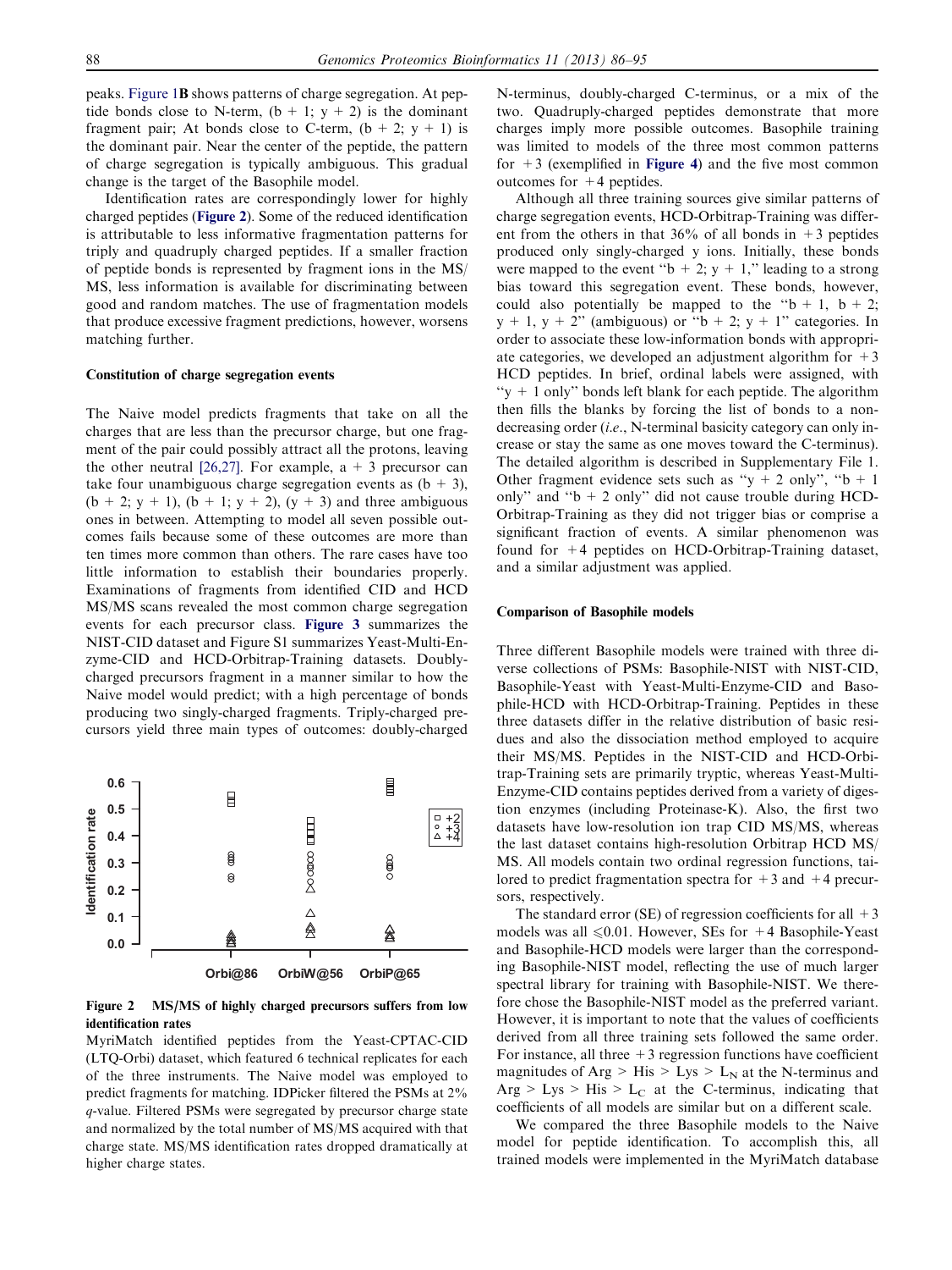peaks. Figure 1**B** shows patterns of charge segregation. At peptide bonds close to N-term, (b + 1; y + 2) is the dominant fragment pair; At bonds close to C-term, (b + 2; y + 1) is the dominant pair. Near the center of the peptide, the pattern of charge segregation is typically ambiguous. This gradual change is the target of the Basophile model.

Identification rates are correspondingly lower for highly charged peptides (**Figure 2**). Some of the reduced identification is attributable to less informative fragmentation patterns for triply and quadruply charged peptides. If a smaller fraction of peptide bonds is represented by fragment ions in the MS/MS, less information is available for discriminating between good and random matches. The use of fragmentation models that produce excessive fragment predictions, however, worsens matching further.

**Constitution of charge segregation events**

The Naive model predicts fragments that take on all the charges that are less than the precursor charge, but one fragment of the pair could possibly attract all the protons, leaving the other neutral [26,27]. For example, a +3 precursor can take four unambiguous charge segregation events as (b + 3), (b + 2; y + 1), (b + 1; y + 2), (y + 3) and three ambiguous ones in between. Attempting to model all seven possible outcomes fails because some of these outcomes are more than ten times more common than others. The rare cases have too little information to establish their boundaries properly. Examinations of fragments from identified CID and HCD MS/MS scans revealed the most common charge segregation events for each precursor class. **Figure 3** summarizes the NIST-CID dataset and Figure S1 summarizes Yeast-Multi-Enzyme-CID and HCD-Orbitrap-Training datasets. Doubly-charged precursors fragment in a manner similar to how the Naive model would predict; with a high percentage of bonds producing two singly-charged fragments. Triply-charged precursors yield three main types of outcomes: doubly-charged N-terminus, doubly-charged C-terminus, or a mix of the two. Quadruply-charged peptides demonstrate that more charges imply more possible outcomes. Basophile training was limited to models of the three most common patterns for +3 (exemplified in **Figure 4**) and the five most common outcomes for +4 peptides.

**Figure 2 MS/MS of highly charged precursors suffers from low identification rates**

MyriMatch identified peptides from the Yeast-CPTAC-CID (LTQ-Orbi) dataset, which featured 6 technical replicates for each of the three instruments. The Naive model was employed to predict fragments for matching. IDPicker filtered the PSMs at 2% *q*-value. Filtered PSMs were segregated by precursor charge state and normalized by the total number of MS/MS acquired with that charge state. MS/MS identification rates dropped dramatically at higher charge states.

Although all three training sources give similar patterns of charge segregation events, HCD-Orbitrap-Training was different from the others in that 36% of all bonds in +3 peptides produced only singly-charged y ions. Initially, these bonds were mapped to the event "b + 2; y + 1," leading to a strong bias toward this segregation event. These bonds, however, could also potentially be mapped to the "b + 1, b + 2; y + 1, y + 2" (ambiguous) or "b + 2; y + 1" categories. In order to associate these low-information bonds with appropriate categories, we developed an adjustment algorithm for +3 HCD peptides. In brief, ordinal labels were assigned, with "y + 1 only" bonds left blank for each peptide. The algorithm then fills the blanks by forcing the list of bonds to a non-decreasing order (*i.e.*, N-terminal basicity category can only increase or stay the same as one moves toward the C-terminus). The detailed algorithm is described in Supplementary File 1. Other fragment evidence sets such as "y + 2 only", "b + 1 only" and "b + 2 only" did not cause trouble during HCD-Orbitrap-Training as they did not trigger bias or comprise a significant fraction of events. A similar phenomenon was found for +4 peptides on HCD-Orbitrap-Training dataset, and a similar adjustment was applied.

**Comparison of Basophile models**

Three different Basophile models were trained with three diverse collections of PSMs: Basophile-NIST with NIST-CID, Basophile-Yeast with Yeast-Multi-Enzyme-CID and Basophile-HCD with HCD-Orbitrap-Training. Peptides in these three datasets differ in the relative distribution of basic residues and also the dissociation method employed to acquire their MS/MS. Peptides in the NIST-CID and HCD-Orbitrap-Training sets are primarily tryptic, whereas Yeast-Multi-Enzyme-CID contains peptides derived from a variety of digestion enzymes (including Proteinase-K). Also, the first two datasets have low-resolution ion trap CID MS/MS, whereas the last dataset contains high-resolution Orbitrap HCD MS/MS. All models contain two ordinal regression functions, tailored to predict fragmentation spectra for +3 and +4 precursors, respectively.

The standard error (SE) of regression coefficients for all +3 models was all $\leqslant 0.01$. However, SEs for +4 Basophile-Yeast and Basophile-HCD models were larger than the corresponding Basophile-NIST model, reflecting the use of much larger spectral library for training with Basophile-NIST. We therefore chose the Basophile-NIST model as the preferred variant. However, it is important to note that the values of coefficients derived from all three training sets followed the same order. For instance, all three +3 regression functions have coefficient magnitudes of Arg > His > Lys > $L_N$ at the N-terminus and Arg > Lys > His > $L_C$ at the C-terminus, indicating that coefficients of all models are similar but on a different scale.

We compared the three Basophile models to the Naive model for peptide identification. To accomplish this, all trained models were implemented in the MyriMatch database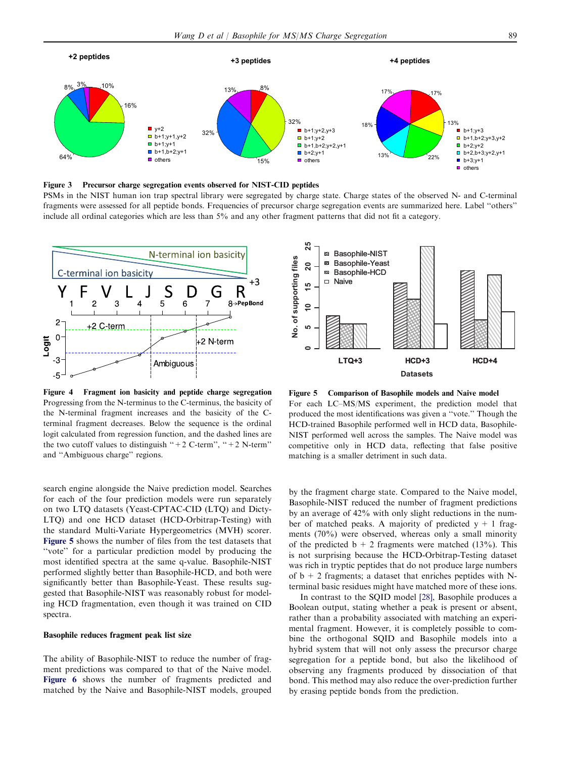**Figure 3 Precursor charge segregation events observed for NIST-CID peptides**

PSMs in the NIST human ion trap spectral library were segregated by charge state. Charge states of the observed N- and C-terminal fragments were assessed for all peptide bonds. Frequencies of precursor charge segregation events are summarized here. Label "others" include all ordinal categories which are less than 5% and any other fragment patterns that did not fit a category.

**Figure 4 Fragment ion basicity and peptide charge segregation**

Progressing from the N-terminus to the C-terminus, the basicity of the N-terminal fragment increases and the basicity of the C-terminal fragment decreases. Below the sequence is the ordinal logit calculated from regression function, and the dashed lines are the two cutoff values to distinguish "+2 C-term", "+2 N-term" and "Ambiguous charge" regions.

**Figure 5 Comparison of Basophile models and Naive model**

For each LC–MS/MS experiment, the prediction model that produced the most identifications was given a "vote." Though the HCD-trained Basophile performed well in HCD data, Basophile-NIST performed well across the samples. The Naive model was competitive only in HCD data, reflecting that false positive matching is a smaller detriment in such data.

search engine alongside the Naive prediction model. Searches for each of the four prediction models were run separately on two LTQ datasets (Yeast-CPTAC-CID (LTQ) and Dicty-LTQ) and one HCD dataset (HCD-Orbitrap-Testing) with the standard Multi-Variate Hypergeometrics (MVH) scorer. Figure 5 shows the number of files from the test datasets that "vote" for a particular prediction model by producing the most identified spectra at the same q-value. Basophile-NIST performed slightly better than Basophile-HCD, and both were significantly better than Basophile-Yeast. These results suggested that Basophile-NIST was reasonably robust for modeling HCD fragmentation, even though it was trained on CID spectra.

### Basophile reduces fragment peak list size

The ability of Basophile-NIST to reduce the number of fragment predictions was compared to that of the Naive model. Figure 6 shows the number of fragments predicted and matched by the Naive and Basophile-NIST models, grouped by the fragment charge state. Compared to the Naive model, Basophile-NIST reduced the number of fragment predictions by an average of 42% with only slight reductions in the number of matched peaks. A majority of predicted y + 1 fragments (70%) were observed, whereas only a small minority of the predicted b + 2 fragments were matched (13%). This is not surprising because the HCD-Orbitrap-Testing dataset was rich in tryptic peptides that do not produce large numbers of b + 2 fragments; a dataset that enriches peptides with N-terminal basic residues might have matched more of these ions.

In contrast to the SQID model [28], Basophile produces a Boolean output, stating whether a peak is present or absent, rather than a probability associated with matching an experimental fragment. However, it is completely possible to combine the orthogonal SQID and Basophile models into a hybrid system that will not only assess the precursor charge segregation for a peptide bond, but also the likelihood of observing any fragments produced by dissociation of that bond. This method may also reduce the over-prediction further by erasing peptide bonds from the prediction.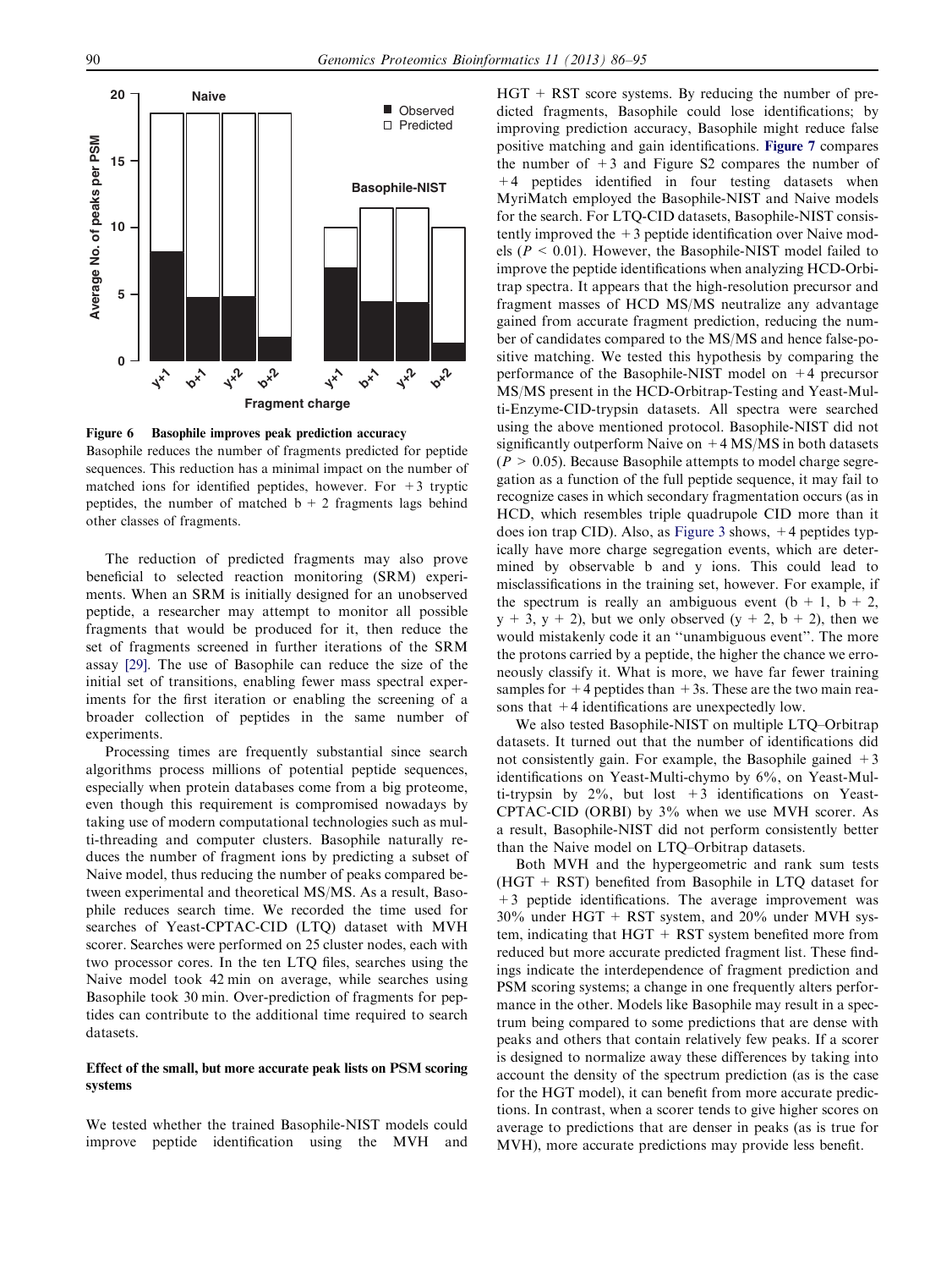Figure 6 Basophile improves peak prediction accuracy

Basophile reduces the number of fragments predicted for peptide sequences. This reduction has a minimal impact on the number of matched ions for identified peptides, however. For +3 tryptic peptides, the number of matched b + 2 fragments lags behind other classes of fragments.

The reduction of predicted fragments may also prove beneficial to selected reaction monitoring (SRM) experiments. When an SRM is initially designed for an unobserved peptide, a researcher may attempt to monitor all possible fragments that would be produced for it, then reduce the set of fragments screened in further iterations of the SRM assay [29]. The use of Basophile can reduce the size of the initial set of transitions, enabling fewer mass spectral experiments for the first iteration or enabling the screening of a broader collection of peptides in the same number of experiments.

Processing times are frequently substantial since search algorithms process millions of potential peptide sequences, especially when protein databases come from a big proteome, even though this requirement is compromised nowadays by taking use of modern computational technologies such as multi-threading and computer clusters. Basophile naturally reduces the number of fragment ions by predicting a subset of Naive model, thus reducing the number of peaks compared between experimental and theoretical MS/MS. As a result, Basophile reduces search time. We recorded the time used for searches of Yeast-CPTAC-CID (LTQ) dataset with MVH scorer. Searches were performed on 25 cluster nodes, each with two processor cores. In the ten LTQ files, searches using the Naive model took 42 min on average, while searches using Basophile took 30 min. Over-prediction of fragments for peptides can contribute to the additional time required to search datasets.

**Effect of the small, but more accurate peak lists on PSM scoring systems**

We tested whether the trained Basophile-NIST models could improve peptide identification using the MVH and HGT + RST score systems. By reducing the number of predicted fragments, Basophile could lose identifications; by improving prediction accuracy, Basophile might reduce false positive matching and gain identifications. Figure 7 compares the number of +3 and Figure S2 compares the number of +4 peptides identified in four testing datasets when MyriMatch employed the Basophile-NIST and Naive models for the search. For LTQ-CID datasets, Basophile-NIST consistently improved the +3 peptide identification over Naive models ($P < 0.01$). However, the Basophile-NIST model failed to improve the peptide identifications when analyzing HCD-Orbitrap spectra. It appears that the high-resolution precursor and fragment masses of HCD MS/MS neutralize any advantage gained from accurate fragment prediction, reducing the number of candidates compared to the MS/MS and hence false-positive matching. We tested this hypothesis by comparing the performance of the Basophile-NIST model on +4 precursor MS/MS present in the HCD-Orbitrap-Testing and Yeast-Multi-Enzyme-CID-trypsin datasets. All spectra were searched using the above mentioned protocol. Basophile-NIST did not significantly outperform Naive on +4 MS/MS in both datasets ($P > 0.05$). Because Basophile attempts to model charge segregation as a function of the full peptide sequence, it may fail to recognize cases in which secondary fragmentation occurs (as in HCD, which resembles triple quadrupole CID more than it does ion trap CID). Also, as Figure 3 shows, +4 peptides typically have more charge segregation events, which are determined by observable b and y ions. This could lead to misclassifications in the training set, however. For example, if the spectrum is really an ambiguous event (b + 1, b + 2, y + 3, y + 2), but we only observed (y + 2, b + 2), then we would mistakenly code it an "unambiguous event". The more the protons carried by a peptide, the higher the chance we erroneously classify it. What is more, we have far fewer training samples for +4 peptides than +3s. These are the two main reasons that +4 identifications are unexpectedly low.

We also tested Basophile-NIST on multiple LTQ–Orbitrap datasets. It turned out that the number of identifications did not consistently gain. For example, the Basophile gained +3 identifications on Yeast-Multi-chymo by 6%, on Yeast-Multi-trypsin by 2%, but lost +3 identifications on Yeast-CPTAC-CID (ORBI) by 3% when we use MVH scorer. As a result, Basophile-NIST did not perform consistently better than the Naive model on LTQ–Orbitrap datasets.

Both MVH and the hypergeometric and rank sum tests (HGT + RST) benefited from Basophile in LTQ dataset for +3 peptide identifications. The average improvement was 30% under HGT + RST system, and 20% under MVH system, indicating that HGT + RST system benefited more from reduced but more accurate predicted fragment list. These findings indicate the interdependence of fragment prediction and PSM scoring systems; a change in one frequently alters performance in the other. Models like Basophile may result in a spectrum being compared to some predictions that are dense with peaks and others that contain relatively few peaks. If a scorer is designed to normalize away these differences by taking into account the density of the spectrum prediction (as is the case for the HGT model), it can benefit from more accurate predictions. In contrast, when a scorer tends to give higher scores on average to predictions that are denser in peaks (as is true for MVH), more accurate predictions may provide less benefit.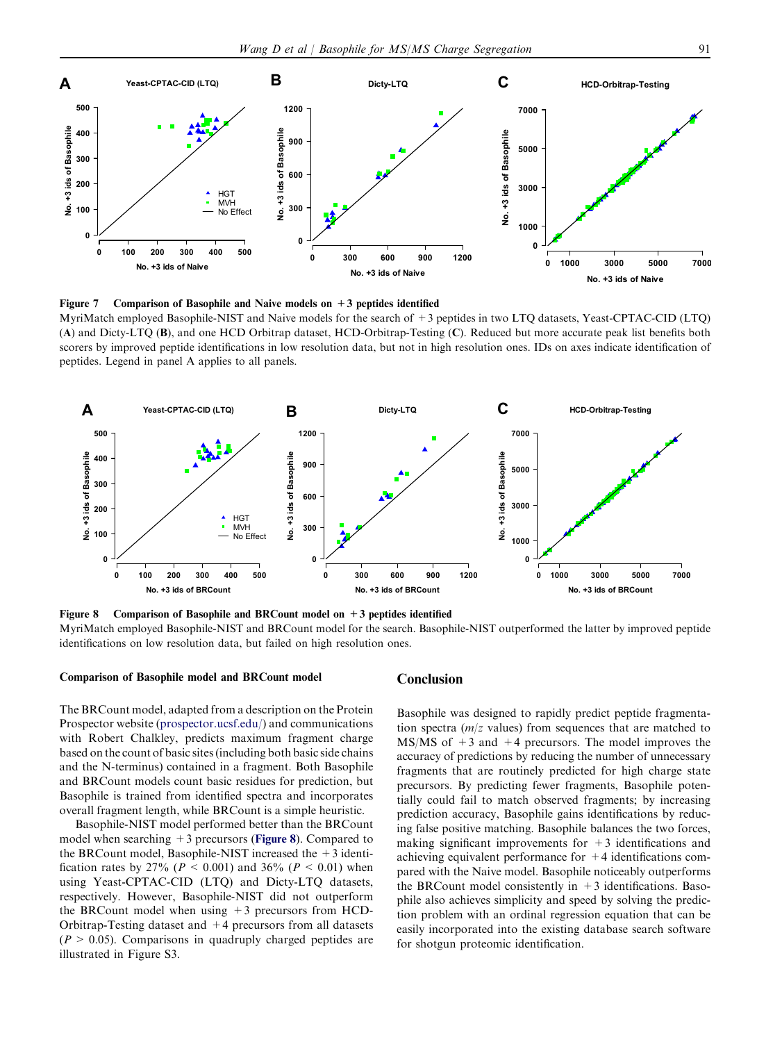**Figure 7 Comparison of Basophile and Naive models on +3 peptides identified**

MyriMatch employed Basophile-NIST and Naive models for the search of +3 peptides in two LTQ datasets, Yeast-CPTAC-CID (LTQ) (**A**) and Dicty-LTQ (**B**), and one HCD Orbitrap dataset, HCD-Orbitrap-Testing (**C**). Reduced but more accurate peak list benefits both scorers by improved peptide identifications in low resolution data, but not in high resolution ones. IDs on axes indicate identification of peptides. Legend in panel A applies to all panels.

**Figure 8 Comparison of Basophile and BRCount model on +3 peptides identified**

MyriMatch employed Basophile-NIST and BRCount model for the search. Basophile-NIST outperformed the latter by improved peptide identifications on low resolution data, but failed on high resolution ones.

### Comparison of Basophile model and BRCount model

The BRCount model, adapted from a description on the Protein Prospector website (prospector.ucsf.edu/) and communications with Robert Chalkley, predicts maximum fragment charge based on the count of basic sites (including both basic side chains and the N-terminus) contained in a fragment. Both Basophile and BRCount models count basic residues for prediction, but Basophile is trained from identified spectra and incorporates overall fragment length, while BRCount is a simple heuristic.

Basophile-NIST model performed better than the BRCount model when searching +3 precursors (**Figure 8**). Compared to the BRCount model, Basophile-NIST increased the +3 identification rates by 27% ($P < 0.001$) and 36% ($P < 0.01$) when using Yeast-CPTAC-CID (LTQ) and Dicty-LTQ datasets, respectively. However, Basophile-NIST did not outperform the BRCount model when using +3 precursors from HCD-Orbitrap-Testing dataset and +4 precursors from all datasets ($P > 0.05$). Comparisons in quadruply charged peptides are illustrated in Figure S3.

## Conclusion

Basophile was designed to rapidly predict peptide fragmentation spectra ($m/z$ values) from sequences that are matched to MS/MS of +3 and +4 precursors. The model improves the accuracy of predictions by reducing the number of unnecessary fragments that are routinely predicted for high charge state precursors. By predicting fewer fragments, Basophile potentially could fail to match observed fragments; by increasing prediction accuracy, Basophile gains identifications by reducing false positive matching. Basophile balances the two forces, making significant improvements for +3 identifications and achieving equivalent performance for +4 identifications compared with the Naive model. Basophile noticeably outperforms the BRCount model consistently in +3 identifications. Basophile also achieves simplicity and speed by solving the prediction problem with an ordinal regression equation that can be easily incorporated into the existing database search software for shotgun proteomic identification.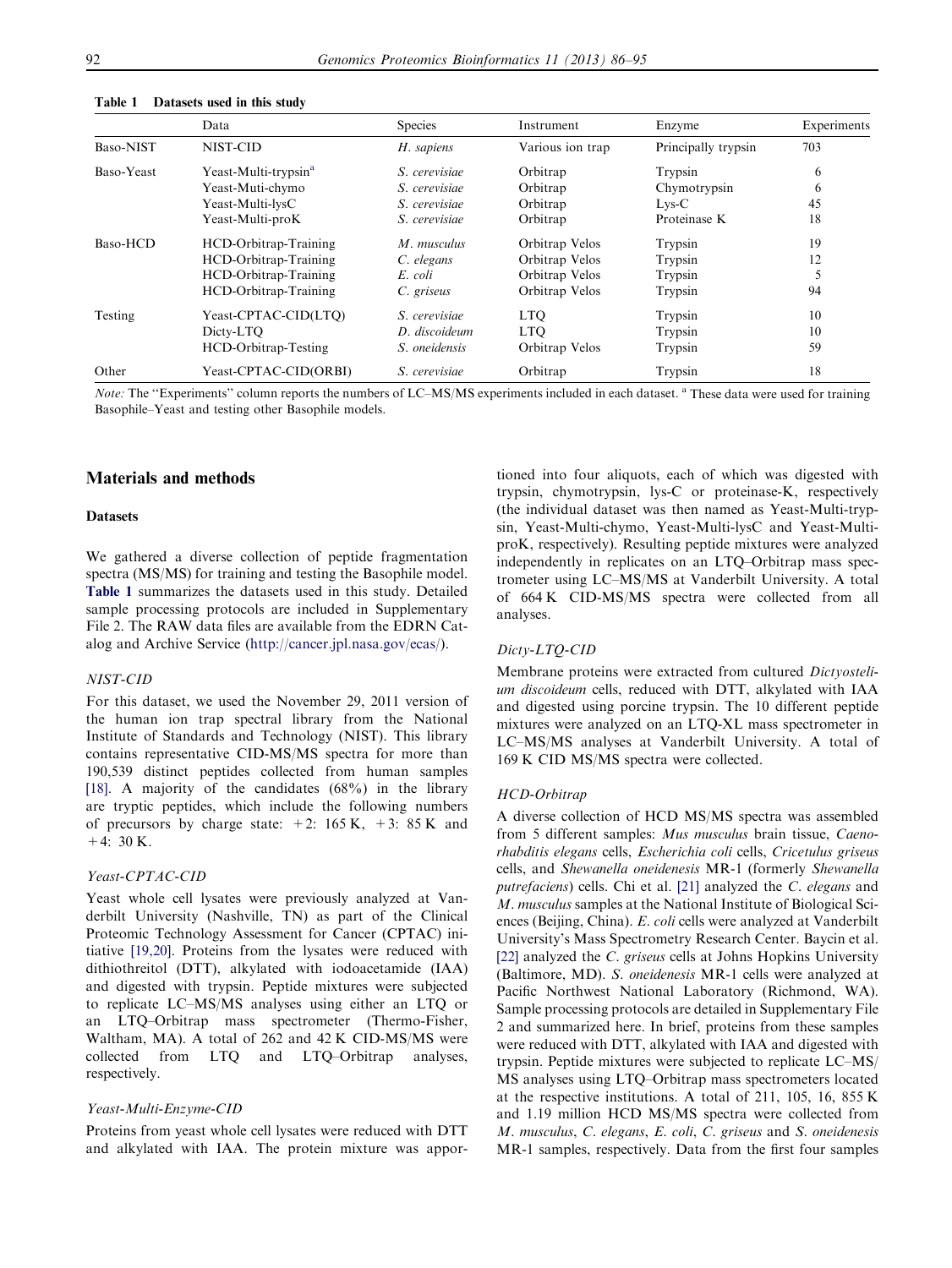**Table 1 Datasets used in this study**

| | Data | Species | Instrument | Enzyme | Experiments |
|---|---|---|---|---|---|
| Baso-NIST | NIST-CID | *H. sapiens* | Various ion trap | Principally trypsin | 703 |
| Baso-Yeast | Yeast-Multi-trypsin[a] | *S. cerevisiae* | Orbitrap | Trypsin | 6 |
| | Yeast-Muti-chymo | *S. cerevisiae* | Orbitrap | Chymotrypsin | 6 |
| | Yeast-Multi-lysC | *S. cerevisiae* | Orbitrap | Lys-C | 45 |
| | Yeast-Multi-proK | *S. cerevisiae* | Orbitrap | Proteinase K | 18 |
| Baso-HCD | HCD-Orbitrap-Training | *M. musculus* | Orbitrap Velos | Trypsin | 19 |
| | HCD-Orbitrap-Training | *C. elegans* | Orbitrap Velos | Trypsin | 12 |
| | HCD-Orbitrap-Training | *E. coli* | Orbitrap Velos | Trypsin | 5 |
| | HCD-Orbitrap-Training | *C. griseus* | Orbitrap Velos | Trypsin | 94 |
| Testing | Yeast-CPTAC-CID(LTQ) | *S. cerevisiae* | LTQ | Trypsin | 10 |
| | Dicty-LTQ | *D. discoideum* | LTQ | Trypsin | 10 |
| | HCD-Orbitrap-Testing | *S. oneidensis* | Orbitrap Velos | Trypsin | 59 |
| Other | Yeast-CPTAC-CID(ORBI) | *S. cerevisiae* | Orbitrap | Trypsin | 18 |

*Note:* The "Experiments" column reports the numbers of LC–MS/MS experiments included in each dataset. [a] These data were used for training Basophile–Yeast and testing other Basophile models.

## Materials and methods

### Datasets

We gathered a diverse collection of peptide fragmentation spectra (MS/MS) for training and testing the Basophile model. **Table 1** summarizes the datasets used in this study. Detailed sample processing protocols are included in Supplementary File 2. The RAW data files are available from the EDRN Catalog and Archive Service (http://cancer.jpl.nasa.gov/ecas/).

#### *NIST-CID*

For this dataset, we used the November 29, 2011 version of the human ion trap spectral library from the National Institute of Standards and Technology (NIST). This library contains representative CID-MS/MS spectra for more than 190,539 distinct peptides collected from human samples [18]. A majority of the candidates (68%) in the library are tryptic peptides, which include the following numbers of precursors by charge state: +2: 165 K, +3: 85 K and +4: 30 K.

#### *Yeast-CPTAC-CID*

Yeast whole cell lysates were previously analyzed at Vanderbilt University (Nashville, TN) as part of the Clinical Proteomic Technology Assessment for Cancer (CPTAC) initiative [19,20]. Proteins from the lysates were reduced with dithiothreitol (DTT), alkylated with iodoacetamide (IAA) and digested with trypsin. Peptide mixtures were subjected to replicate LC–MS/MS analyses using either an LTQ or an LTQ–Orbitrap mass spectrometer (Thermo-Fisher, Waltham, MA). A total of 262 and 42 K CID-MS/MS were collected from LTQ and LTQ–Orbitrap analyses, respectively.

#### *Yeast-Multi-Enzyme-CID*

Proteins from yeast whole cell lysates were reduced with DTT and alkylated with IAA. The protein mixture was apportioned into four aliquots, each of which was digested with trypsin, chymotrypsin, lys-C or proteinase-K, respectively (the individual dataset was then named as Yeast-Multi-trypsin, Yeast-Multi-chymo, Yeast-Multi-lysC and Yeast-Multi-proK, respectively). Resulting peptide mixtures were analyzed independently in replicates on an LTQ–Orbitrap mass spectrometer using LC–MS/MS at Vanderbilt University. A total of 664 K CID-MS/MS spectra were collected from all analyses.

#### *Dicty-LTQ-CID*

Membrane proteins were extracted from cultured *Dictyostelium discoideum* cells, reduced with DTT, alkylated with IAA and digested using porcine trypsin. The 10 different peptide mixtures were analyzed on an LTQ-XL mass spectrometer in LC–MS/MS analyses at Vanderbilt University. A total of 169 K CID MS/MS spectra were collected.

#### *HCD-Orbitrap*

A diverse collection of HCD MS/MS spectra was assembled from 5 different samples: *Mus musculus* brain tissue, *Caenorhabditis elegans* cells, *Escherichia coli* cells, *Cricetulus griseus* cells, and *Shewanella oneidensis* MR-1 (formerly *Shewanella putrefaciens*) cells. Chi et al. [21] analyzed the *C. elegans* and *M. musculus* samples at the National Institute of Biological Sciences (Beijing, China). *E. coli* cells were analyzed at Vanderbilt University's Mass Spectrometry Research Center. Baycin et al. [22] analyzed the *C. griseus* cells at Johns Hopkins University (Baltimore, MD). *S. oneidensis* MR-1 cells were analyzed at Pacific Northwest National Laboratory (Richmond, WA). Sample processing protocols are detailed in Supplementary File 2 and summarized here. In brief, proteins from these samples were reduced with DTT, alkylated with IAA and digested with trypsin. Peptide mixtures were subjected to replicate LC–MS/MS analyses using LTQ–Orbitrap mass spectrometers located at the respective institutions. A total of 211, 105, 16, 855 K and 1.19 million HCD MS/MS spectra were collected from *M. musculus*, *C. elegans*, *E. coli*, *C. griseus* and *S. oneidensis* MR-1 samples, respectively. Data from the first four samples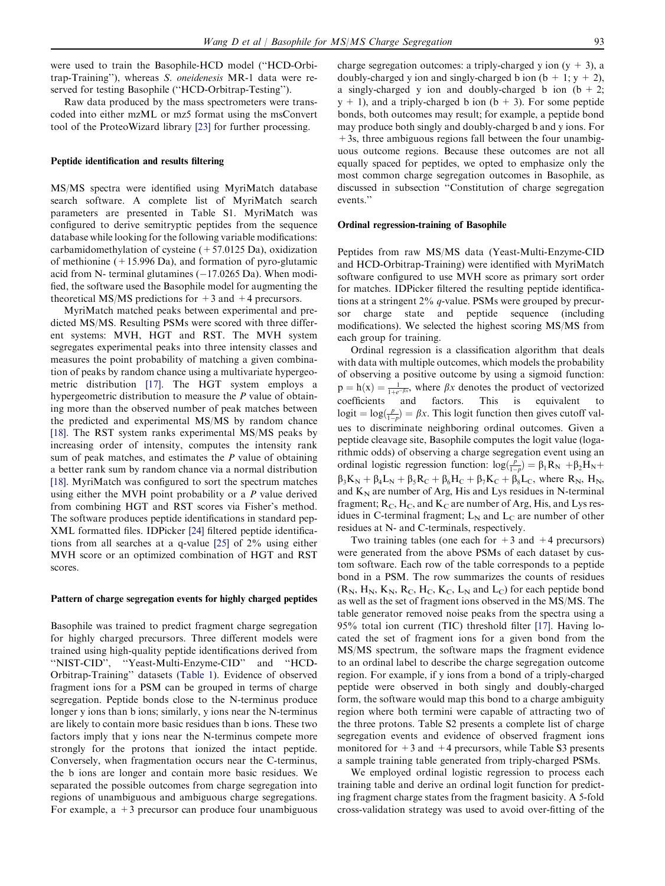were used to train the Basophile-HCD model ("HCD-Orbitrap-Training"), whereas *S. oneidenesis* MR-1 data were reserved for testing Basophile ("HCD-Orbitrap-Testing").

Raw data produced by the mass spectrometers were transcoded into either mzML or mz5 format using the msConvert tool of the ProteoWizard library [23] for further processing.

#### Peptide identification and results filtering

MS/MS spectra were identified using MyriMatch database search software. A complete list of MyriMatch search parameters are presented in Table S1. MyriMatch was configured to derive semitryptic peptides from the sequence database while looking for the following variable modifications: carbamidomethylation of cysteine (+57.0125 Da), oxidization of methionine (+15.996 Da), and formation of pyro-glutamic acid from N- terminal glutamines (−17.0265 Da). When modified, the software used the Basophile model for augmenting the theoretical MS/MS predictions for +3 and +4 precursors.

MyriMatch matched peaks between experimental and predicted MS/MS. Resulting PSMs were scored with three different systems: MVH, HGT and RST. The MVH system segregates experimental peaks into three intensity classes and measures the point probability of matching a given combination of peaks by random chance using a multivariate hypergeometric distribution [17]. The HGT system employs a hypergeometric distribution to measure the *P* value of obtaining more than the observed number of peak matches between the predicted and experimental MS/MS by random chance [18]. The RST system ranks experimental MS/MS peaks by increasing order of intensity, computes the intensity rank sum of peak matches, and estimates the *P* value of obtaining a better rank sum by random chance via a normal distribution [18]. MyriMatch was configured to sort the spectrum matches using either the MVH point probability or a *P* value derived from combining HGT and RST scores via Fisher's method. The software produces peptide identifications in standard pepXML formatted files. IDPicker [24] filtered peptide identifications from all searches at a q-value [25] of 2% using either MVH score or an optimized combination of HGT and RST scores.

#### Pattern of charge segregation events for highly charged peptides

Basophile was trained to predict fragment charge segregation for highly charged precursors. Three different models were trained using high-quality peptide identifications derived from "NIST-CID", "Yeast-Multi-Enzyme-CID" and "HCD-Orbitrap-Training" datasets (Table 1). Evidence of observed fragment ions for a PSM can be grouped in terms of charge segregation. Peptide bonds close to the N-terminus produce longer y ions than b ions; similarly, y ions near the N-terminus are likely to contain more basic residues than b ions. These two factors imply that y ions near the N-terminus compete more strongly for the protons that ionized the intact peptide. Conversely, when fragmentation occurs near the C-terminus, the b ions are longer and contain more basic residues. We separated the possible outcomes from charge segregation into regions of unambiguous and ambiguous charge segregations. For example, a +3 precursor can produce four unambiguous charge segregation outcomes: a triply-charged y ion (y + 3), a doubly-charged y ion and singly-charged b ion (b + 1; y + 2), a singly-charged y ion and doubly-charged b ion (b + 2; y + 1), and a triply-charged b ion (b + 3). For some peptide bonds, both outcomes may result; for example, a peptide bond may produce both singly and doubly-charged b and y ions. For +3s, three ambiguous regions fall between the four unambiguous outcome regions. Because these outcomes are not all equally spaced for peptides, we opted to emphasize only the most common charge segregation outcomes in Basophile, as discussed in subsection "Constitution of charge segregation events."

#### Ordinal regression-training of Basophile

Peptides from raw MS/MS data (Yeast-Multi-Enzyme-CID and HCD-Orbitrap-Training) were identified with MyriMatch software configured to use MVH score as primary sort order for matches. IDPicker filtered the resulting peptide identifications at a stringent 2% *q*-value. PSMs were grouped by precursor charge state and peptide sequence (including modifications). We selected the highest scoring MS/MS from each group for training.

Ordinal regression is a classification algorithm that deals with data with multiple outcomes, which models the probability of observing a positive outcome by using a sigmoid function: $p = h(x) = \frac{1}{1+e^{-\beta x}}$, where $\beta x$ denotes the product of vectorized coefficients and factors. This is equivalent to $\text{logit} = \log(\frac{p}{1-p}) = \beta x$. This logit function then gives cutoff values to discriminate neighboring ordinal outcomes. Given a peptide cleavage site, Basophile computes the logit value (logarithmic odds) of observing a charge segregation event using an ordinal logistic regression function: $\log(\frac{p}{1-p}) = \beta_1 R_N + \beta_2 H_N + \beta_3 K_N + \beta_4 L_N + \beta_5 R_C + \beta_6 H_C + \beta_7 K_C + \beta_8 L_C$, where $R_N$, $H_N$, and $K_N$ are number of Arg, His and Lys residues in N-terminal fragment; $R_C$, $H_C$, and $K_C$ are number of Arg, His, and Lys residues in C-terminal fragment; $L_N$ and $L_C$ are number of other residues at N- and C-terminals, respectively.

Two training tables (one each for +3 and +4 precursors) were generated from the above PSMs of each dataset by custom software. Each row of the table corresponds to a peptide bond in a PSM. The row summarizes the counts of residues ($R_N$, $H_N$, $K_N$, $R_C$, $H_C$, $K_C$, $L_N$ and $L_C$) for each peptide bond as well as the set of fragment ions observed in the MS/MS. The table generator removed noise peaks from the spectra using a 95% total ion current (TIC) threshold filter [17]. Having located the set of fragment ions for a given bond from the MS/MS spectrum, the software maps the fragment evidence to an ordinal label to describe the charge segregation outcome region. For example, if y ions from a bond of a triply-charged peptide were observed in both singly and doubly-charged form, the software would map this bond to a charge ambiguity region where both termini were capable of attracting two of the three protons. Table S2 presents a complete list of charge segregation events and evidence of observed fragment ions monitored for +3 and +4 precursors, while Table S3 presents a sample training table generated from triply-charged PSMs.

We employed ordinal logistic regression to process each training table and derive an ordinal logit function for predicting fragment charge states from the fragment basicity. A 5-fold cross-validation strategy was used to avoid over-fitting of the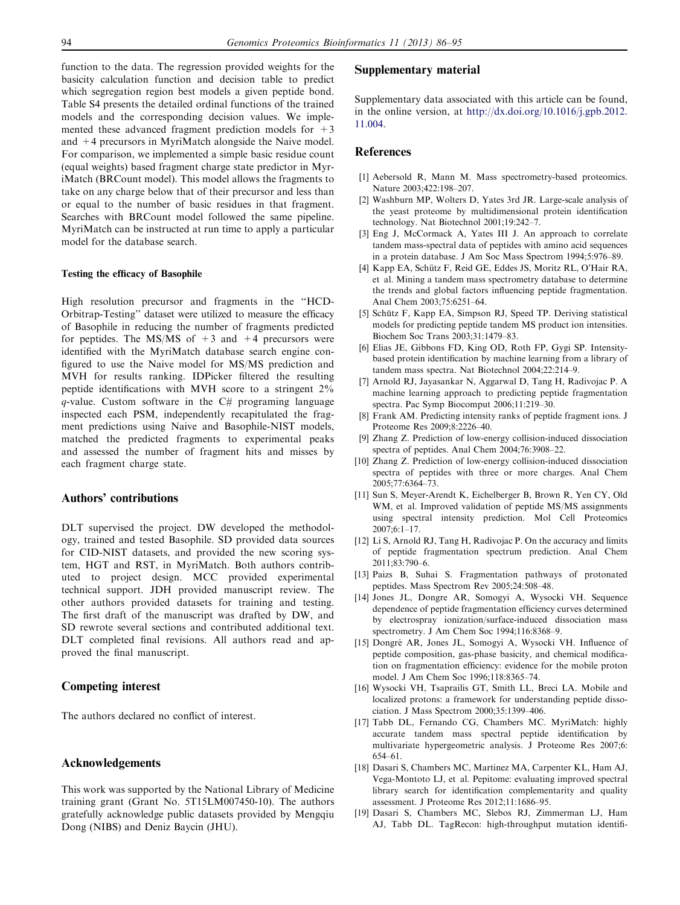function to the data. The regression provided weights for the basicity calculation function and decision table to predict which segregation region best models a given peptide bond. Table S4 presents the detailed ordinal functions of the trained models and the corresponding decision values. We implemented these advanced fragment prediction models for +3 and +4 precursors in MyriMatch alongside the Naive model. For comparison, we implemented a simple basic residue count (equal weights) based fragment charge state predictor in MyriMatch (BRCount model). This model allows the fragments to take on any charge below that of their precursor and less than or equal to the number of basic residues in that fragment. Searches with BRCount model followed the same pipeline. MyriMatch can be instructed at run time to apply a particular model for the database search.

#### Testing the efficacy of Basophile

High resolution precursor and fragments in the "HCD-Orbitrap-Testing" dataset were utilized to measure the efficacy of Basophile in reducing the number of fragments predicted for peptides. The MS/MS of +3 and +4 precursors were identified with the MyriMatch database search engine configured to use the Naive model for MS/MS prediction and MVH for results ranking. IDPicker filtered the resulting peptide identifications with MVH score to a stringent 2% *q*-value. Custom software in the C# programing language inspected each PSM, independently recapitulated the fragment predictions using Naive and Basophile-NIST models, matched the predicted fragments to experimental peaks and assessed the number of fragment hits and misses by each fragment charge state.

## Authors' contributions

DLT supervised the project. DW developed the methodology, trained and tested Basophile. SD provided data sources for CID-NIST datasets, and provided the new scoring system, HGT and RST, in MyriMatch. Both authors contributed to project design. MCC provided experimental technical support. JDH provided manuscript review. The other authors provided datasets for training and testing. The first draft of the manuscript was drafted by DW, and SD rewrote several sections and contributed additional text. DLT completed final revisions. All authors read and approved the final manuscript.

## Competing interest

The authors declared no conflict of interest.

## Acknowledgements

This work was supported by the National Library of Medicine training grant (Grant No. 5T15LM007450-10). The authors gratefully acknowledge public datasets provided by Mengqiu Dong (NIBS) and Deniz Baycin (JHU).

## Supplementary material

Supplementary data associated with this article can be found, in the online version, at http://dx.doi.org/10.1016/j.gpb.2012.11.004.

## References

[1] Aebersold R, Mann M. Mass spectrometry-based proteomics. Nature 2003;422:198–207.

[2] Washburn MP, Wolters D, Yates 3rd JR. Large-scale analysis of the yeast proteome by multidimensional protein identification technology. Nat Biotechnol 2001;19:242–7.

[3] Eng J, McCormack A, Yates III J. An approach to correlate tandem mass-spectral data of peptides with amino acid sequences in a protein database. J Am Soc Mass Spectrom 1994;5:976–89.

[4] Kapp EA, Schütz F, Reid GE, Eddes JS, Moritz RL, O'Hair RA, et al. Mining a tandem mass spectrometry database to determine the trends and global factors influencing peptide fragmentation. Anal Chem 2003;75:6251–64.

[5] Schütz F, Kapp EA, Simpson RJ, Speed TP. Deriving statistical models for predicting peptide tandem MS product ion intensities. Biochem Soc Trans 2003;31:1479–83.

[6] Elias JE, Gibbons FD, King OD, Roth FP, Gygi SP. Intensity-based protein identification by machine learning from a library of tandem mass spectra. Nat Biotechnol 2004;22:214–9.

[7] Arnold RJ, Jayasankar N, Aggarwal D, Tang H, Radivojac P. A machine learning approach to predicting peptide fragmentation spectra. Pac Symp Biocomput 2006;11:219–30.

[8] Frank AM. Predicting intensity ranks of peptide fragment ions. J Proteome Res 2009;8:2226–40.

[9] Zhang Z. Prediction of low-energy collision-induced dissociation spectra of peptides. Anal Chem 2004;76:3908–22.

[10] Zhang Z. Prediction of low-energy collision-induced dissociation spectra of peptides with three or more charges. Anal Chem 2005;77:6364–73.

[11] Sun S, Meyer-Arendt K, Eichelberger B, Brown R, Yen CY, Old WM, et al. Improved validation of peptide MS/MS assignments using spectral intensity prediction. Mol Cell Proteomics 2007;6:1–17.

[12] Li S, Arnold RJ, Tang H, Radivojac P. On the accuracy and limits of peptide fragmentation spectrum prediction. Anal Chem 2011;83:790–6.

[13] Paizs B, Suhai S. Fragmentation pathways of protonated peptides. Mass Spectrom Rev 2005;24:508–48.

[14] Jones JL, Dongre AR, Somogyi A, Wysocki VH. Sequence dependence of peptide fragmentation efficiency curves determined by electrospray ionization/surface-induced dissociation mass spectrometry. J Am Chem Soc 1994;116:8368–9.

[15] Dongré AR, Jones JL, Somogyi A, Wysocki VH. Influence of peptide composition, gas-phase basicity, and chemical modification on fragmentation efficiency: evidence for the mobile proton model. J Am Chem Soc 1996;118:8365–74.

[16] Wysocki VH, Tsaprailis GT, Smith LL, Breci LA. Mobile and localized protons: a framework for understanding peptide dissociation. J Mass Spectrom 2000;35:1399–406.

[17] Tabb DL, Fernando CG, Chambers MC. MyriMatch: highly accurate tandem mass spectral peptide identification by multivariate hypergeometric analysis. J Proteome Res 2007;6:654–61.

[18] Dasari S, Chambers MC, Martinez MA, Carpenter KL, Ham AJ, Vega-Montoto LJ, et al. Pepitome: evaluating improved spectral library search for identification complementarity and quality assessment. J Proteome Res 2012;11:1686–95.

[19] Dasari S, Chambers MC, Slebos RJ, Zimmerman LJ, Ham AJ, Tabb DL. TagRecon: high-throughput mutation identifi-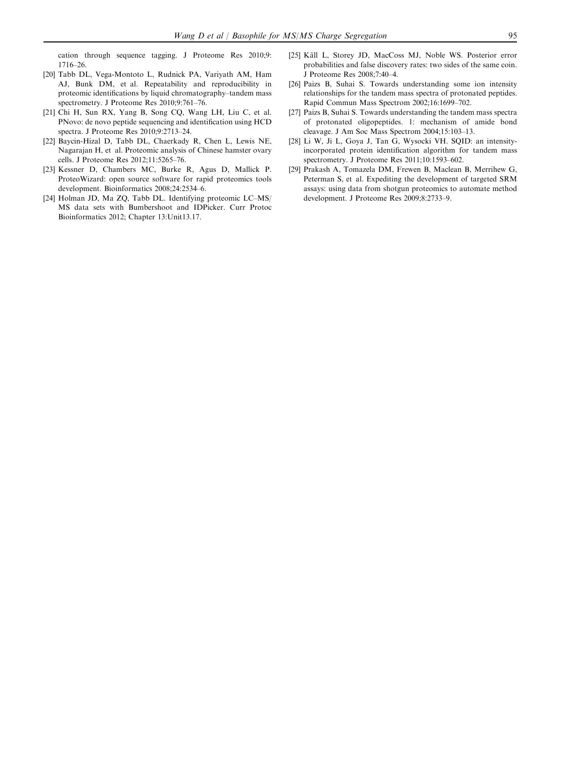cation through sequence tagging. J Proteome Res 2010;9: 1716–26.

[20] Tabb DL, Vega-Montoto L, Rudnick PA, Variyath AM, Ham AJ, Bunk DM, et al. Repeatability and reproducibility in proteomic identifications by liquid chromatography–tandem mass spectrometry. J Proteome Res 2010;9:761–76.

[21] Chi H, Sun RX, Yang B, Song CQ, Wang LH, Liu C, et al. PNovo: de novo peptide sequencing and identification using HCD spectra. J Proteome Res 2010;9:2713–24.

[22] Baycin-Hizal D, Tabb DL, Chaerkady R, Chen L, Lewis NE, Nagarajan H, et al. Proteomic analysis of Chinese hamster ovary cells. J Proteome Res 2012;11:5265–76.

[23] Kessner D, Chambers MC, Burke R, Agus D, Mallick P. ProteoWizard: open source software for rapid proteomics tools development. Bioinformatics 2008;24:2534–6.

[24] Holman JD, Ma ZQ, Tabb DL. Identifying proteomic LC–MS/MS data sets with Bumbershoot and IDPicker. Curr Protoc Bioinformatics 2012; Chapter 13:Unit13.17.

[25] Käll L, Storey JD, MacCoss MJ, Noble WS. Posterior error probabilities and false discovery rates: two sides of the same coin. J Proteome Res 2008;7:40–4.

[26] Paizs B, Suhai S. Towards understanding some ion intensity relationships for the tandem mass spectra of protonated peptides. Rapid Commun Mass Spectrom 2002;16:1699–702.

[27] Paizs B, Suhai S. Towards understanding the tandem mass spectra of protonated oligopeptides. 1: mechanism of amide bond cleavage. J Am Soc Mass Spectrom 2004;15:103–13.

[28] Li W, Ji L, Goya J, Tan G, Wysocki VH. SQID: an intensity-incorporated protein identification algorithm for tandem mass spectrometry. J Proteome Res 2011;10:1593–602.

[29] Prakash A, Tomazela DM, Frewen B, Maclean B, Merrihew G, Peterman S, et al. Expediting the development of targeted SRM assays: using data from shotgun proteomics to automate method development. J Proteome Res 2009;8:2733–9.